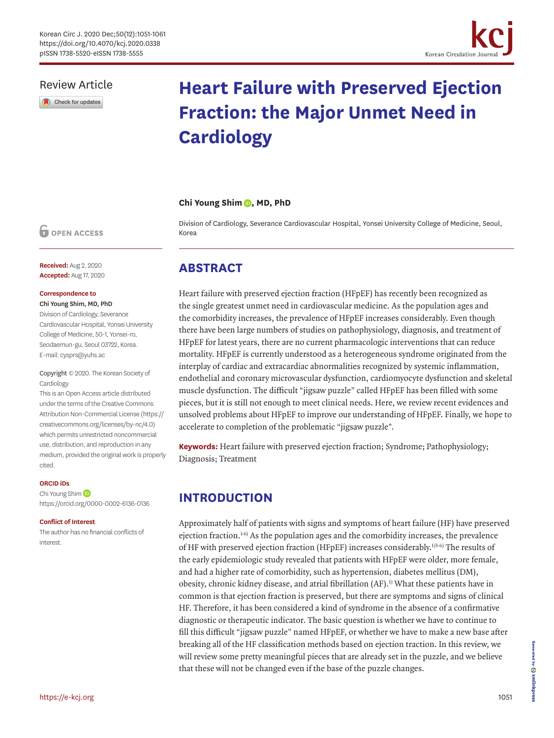Review Article

# Heart Failure with Preserved Ejection Fraction: the Major Unmet Need in Cardiology

**Chi Young Shim, MD, PhD**

Division of Cardiology, Severance Cardiovascular Hospital, Yonsei University College of Medicine, Seoul, Korea

OPEN ACCESS

**Received:** Aug 2, 2020
**Accepted:** Aug 17, 2020

**Correspondence to**
**Chi Young Shim, MD, PhD**
Division of Cardiology, Severance Cardiovascular Hospital, Yonsei University College of Medicine, 50-1, Yonsei-ro, Seodaemun-gu, Seoul 03722, Korea.
E-mail: cysprs@yuhs.ac

Copyright © 2020. The Korean Society of Cardiology
This is an Open Access article distributed under the terms of the Creative Commons Attribution Non-Commercial License (https://creativecommons.org/licenses/by-nc/4.0) which permits unrestricted noncommercial use, distribution, and reproduction in any medium, provided the original work is properly cited.

**ORCID iDs**
Chi Young Shim
https://orcid.org/0000-0002-6136-0136

**Conflict of Interest**
The author has no financial conflicts of interest.

## ABSTRACT

Heart failure with preserved ejection fraction (HFpEF) has recently been recognized as the single greatest unmet need in cardiovascular medicine. As the population ages and the comorbidity increases, the prevalence of HFpEF increases considerably. Even though there have been large numbers of studies on pathophysiology, diagnosis, and treatment of HFpEF for latest years, there are no current pharmacologic interventions that can reduce mortality. HFpEF is currently understood as a heterogeneous syndrome originated from the interplay of cardiac and extracardiac abnormalities recognized by systemic inflammation, endothelial and coronary microvascular dysfunction, cardiomyocyte dysfunction and skeletal muscle dysfunction. The difficult "jigsaw puzzle" called HFpEF has been filled with some pieces, but it is still not enough to meet clinical needs. Here, we review recent evidences and unsolved problems about HFpEF to improve our understanding of HFpEF. Finally, we hope to accelerate to completion of the problematic "jigsaw puzzle".

**Keywords:** Heart failure with preserved ejection fraction; Syndrome; Pathophysiology; Diagnosis; Treatment

## INTRODUCTION

Approximately half of patients with signs and symptoms of heart failure (HF) have preserved ejection fraction.[1-6] As the population ages and the comorbidity increases, the prevalence of HF with preserved ejection fraction (HFpEF) increases considerably.[1)3-6] The results of the early epidemiologic study revealed that patients with HFpEF were older, more female, and had a higher rate of comorbidity, such as hypertension, diabetes mellitus (DM), obesity, chronic kidney disease, and atrial fibrillation (AF).[1] What these patients have in common is that ejection fraction is preserved, but there are symptoms and signs of clinical HF. Therefore, it has been considered a kind of syndrome in the absence of a confirmative diagnostic or therapeutic indicator. The basic question is whether we have to continue to fill this difficult "jigsaw puzzle" named HFpEF, or whether we have to make a new base after breaking all of the HF classification methods based on ejection traction. In this review, we will review some pretty meaningful pieces that are already set in the puzzle, and we believe that these will not be changed even if the base of the puzzle changes.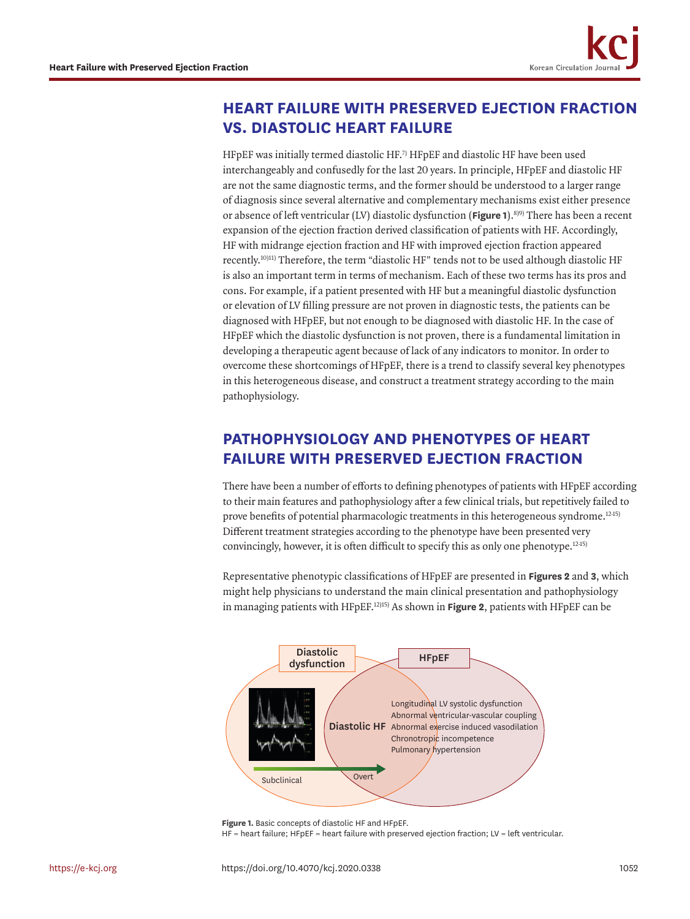## HEART FAILURE WITH PRESERVED EJECTION FRACTION VS. DIASTOLIC HEART FAILURE

HFpEF was initially termed diastolic HF.[7] HFpEF and diastolic HF have been used interchangeably and confusedly for the last 20 years. In principle, HFpEF and diastolic HF are not the same diagnostic terms, and the former should be understood to a larger range of diagnosis since several alternative and complementary mechanisms exist either presence or absence of left ventricular (LV) diastolic dysfunction (**Figure 1**).[8)9)] There has been a recent expansion of the ejection fraction derived classification of patients with HF. Accordingly, HF with midrange ejection fraction and HF with improved ejection fraction appeared recently.[10)11)] Therefore, the term "diastolic HF" tends not to be used although diastolic HF is also an important term in terms of mechanism. Each of these two terms has its pros and cons. For example, if a patient presented with HF but a meaningful diastolic dysfunction or elevation of LV filling pressure are not proven in diagnostic tests, the patients can be diagnosed with HFpEF, but not enough to be diagnosed with diastolic HF. In the case of HFpEF which the diastolic dysfunction is not proven, there is a fundamental limitation in developing a therapeutic agent because of lack of any indicators to monitor. In order to overcome these shortcomings of HFpEF, there is a trend to classify several key phenotypes in this heterogeneous disease, and construct a treatment strategy according to the main pathophysiology.

## PATHOPHYSIOLOGY AND PHENOTYPES OF HEART FAILURE WITH PRESERVED EJECTION FRACTION

There have been a number of efforts to defining phenotypes of patients with HFpEF according to their main features and pathophysiology after a few clinical trials, but repetitively failed to prove benefits of potential pharmacologic treatments in this heterogeneous syndrome.[12-15)] Different treatment strategies according to the phenotype have been presented very convincingly, however, it is often difficult to specify this as only one phenotype.[12-15)]

Representative phenotypic classifications of HFpEF are presented in **Figures 2** and **3**, which might help physicians to understand the main clinical presentation and pathophysiology in managing patients with HFpEF.[12)15)] As shown in **Figure 2**, patients with HFpEF can be

Diastolic dysfunction | HFpEF | Diastolic HF | Longitudinal LV systolic dysfunction | Abnormal ventricular-vascular coupling | Abnormal exercise induced vasodilation | Chronotropic incompetence | Pulmonary hypertension | Subclinical | Overt

**Figure 1.** Basic concepts of diastolic HF and HFpEF.
HF = heart failure; HFpEF = heart failure with preserved ejection fraction; LV = left ventricular.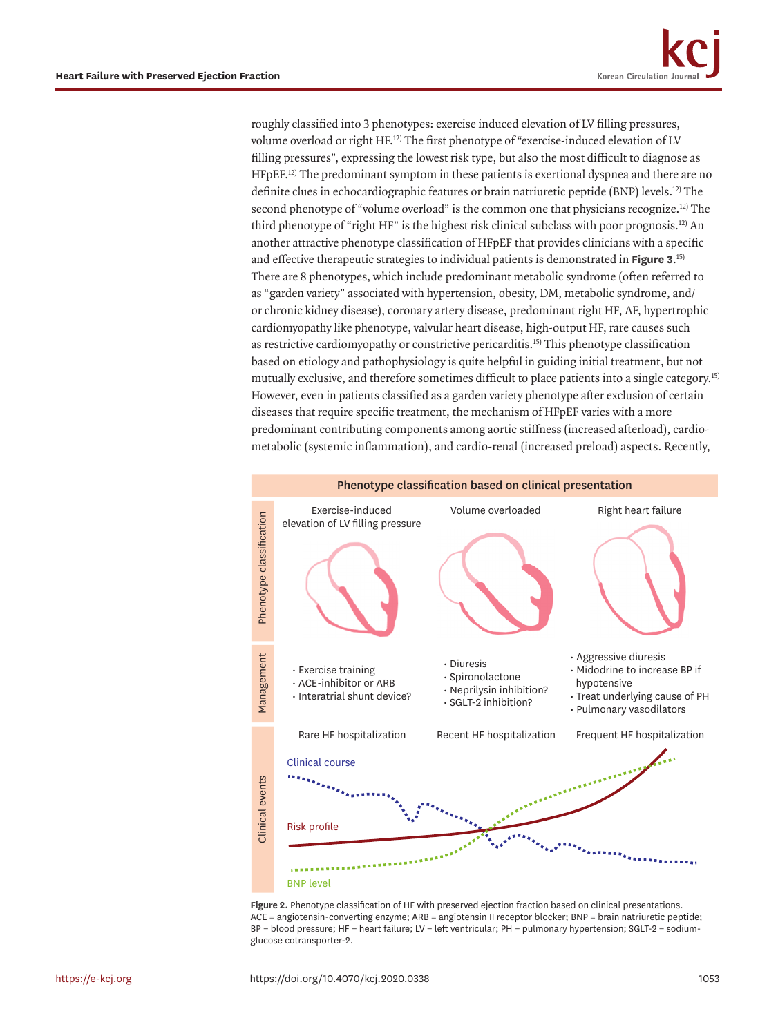roughly classified into 3 phenotypes: exercise induced elevation of LV filling pressures, volume overload or right HF.[12] The first phenotype of "exercise-induced elevation of LV filling pressures", expressing the lowest risk type, but also the most difficult to diagnose as HFpEF.[12] The predominant symptom in these patients is exertional dyspnea and there are no definite clues in echocardiographic features or brain natriuretic peptide (BNP) levels.[12] The second phenotype of "volume overload" is the common one that physicians recognize.[12] The third phenotype of "right HF" is the highest risk clinical subclass with poor prognosis.[12] An another attractive phenotype classification of HFpEF that provides clinicians with a specific and effective therapeutic strategies to individual patients is demonstrated in **Figure 3**.[15] There are 8 phenotypes, which include predominant metabolic syndrome (often referred to as "garden variety" associated with hypertension, obesity, DM, metabolic syndrome, and/or chronic kidney disease), coronary artery disease, predominant right HF, AF, hypertrophic cardiomyopathy like phenotype, valvular heart disease, high-output HF, rare causes such as restrictive cardiomyopathy or constrictive pericarditis.[15] This phenotype classification based on etiology and pathophysiology is quite helpful in guiding initial treatment, but not mutually exclusive, and therefore sometimes difficult to place patients into a single category.[15] However, even in patients classified as a garden variety phenotype after exclusion of certain diseases that require specific treatment, the mechanism of HFpEF varies with a more predominant contributing components among aortic stiffness (increased afterload), cardio-metabolic (systemic inflammation), and cardio-renal (increased preload) aspects. Recently,

**Phenotype classification based on clinical presentation**

| | Exercise-induced elevation of LV filling pressure | Volume overloaded | Right heart failure |
|---|---|---|---|
| Management | · Exercise training<br>· ACE-inhibitor or ARB<br>· Interatrial shunt device? | · Diuresis<br>· Spironolactone<br>· Neprilysin inhibition?<br>· SGLT-2 inhibition? | · Aggressive diuresis<br>· Midodrine to increase BP if hypotensive<br>· Treat underlying cause of PH<br>· Pulmonary vasodilators |
| Clinical events | Rare HF hospitalization | Recent HF hospitalization | Frequent HF hospitalization |

**Figure 2.** Phenotype classification of HF with preserved ejection fraction based on clinical presentations.
ACE = angiotensin-converting enzyme; ARB = angiotensin II receptor blocker; BNP = brain natriuretic peptide; BP = blood pressure; HF = heart failure; LV = left ventricular; PH = pulmonary hypertension; SGLT-2 = sodium-glucose cotransporter-2.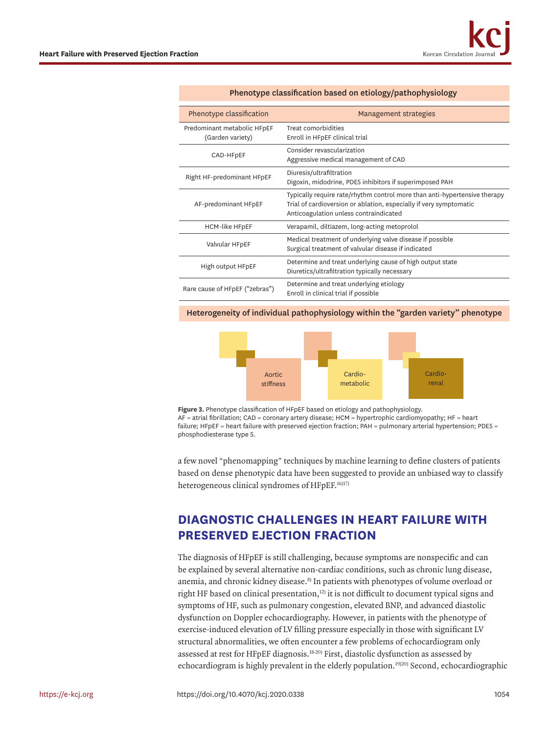**Phenotype classification based on etiology/pathophysiology**

| Phenotype classification | Management strategies |
| --- | --- |
| Predominant metabolic HFpEF (Garden variety) | Treat comorbidities<br>Enroll in HFpEF clinical trial |
| CAD-HFpEF | Consider revascularization<br>Aggressive medical management of CAD |
| Right HF-predominant HFpEF | Diuresis/ultrafiltration<br>Digoxin, midodrine, PDE5 inhibitors if superimposed PAH |
| AF-predominant HFpEF | Typically require rate/rhythm control more than anti-hypertensive therapy<br>Trial of cardioversion or ablation, especially if very symptomatic<br>Anticoagulation unless contraindicated |
| HCM-like HFpEF | Verapamil, diltiazem, long-acting metoprolol |
| Valvular HFpEF | Medical treatment of underlying valve disease if possible<br>Surgical treatment of valvular disease if indicated |
| High output HFpEF | Determine and treat underlying cause of high output state<br>Diuretics/ultrafiltration typically necessary |
| Rare cause of HFpEF ("zebras") | Determine and treat underlying etiology<br>Enroll in clinical trial if possible |

**Heterogeneity of individual pathophysiology within the "garden variety" phenotype**

Aortic stiffness | Cardio-metabolic | Cardio-renal

**Figure 3.** Phenotype classification of HFpEF based on etiology and pathophysiology.
AF = atrial fibrillation; CAD = coronary artery disease; HCM = hypertrophic cardiomyopathy; HF = heart failure; HFpEF = heart failure with preserved ejection fraction; PAH = pulmonary arterial hypertension; PDE5 = phosphodiesterase type 5.

a few novel "phenomapping" techniques by machine learning to define clusters of patients based on dense phenotypic data have been suggested to provide an unbiased way to classify heterogeneous clinical syndromes of HFpEF.[16,17]

## DIAGNOSTIC CHALLENGES IN HEART FAILURE WITH PRESERVED EJECTION FRACTION

The diagnosis of HFpEF is still challenging, because symptoms are nonspecific and can be explained by several alternative non-cardiac conditions, such as chronic lung disease, anemia, and chronic kidney disease.[8] In patients with phenotypes of volume overload or right HF based on clinical presentation,[12] it is not difficult to document typical signs and symptoms of HF, such as pulmonary congestion, elevated BNP, and advanced diastolic dysfunction on Doppler echocardiography. However, in patients with the phenotype of exercise-induced elevation of LV filling pressure especially in those with significant LV structural abnormalities, we often encounter a few problems of echocardiogram only assessed at rest for HFpEF diagnosis.[18-20] First, diastolic dysfunction as assessed by echocardiogram is highly prevalent in the elderly population.[19,20] Second, echocardiographic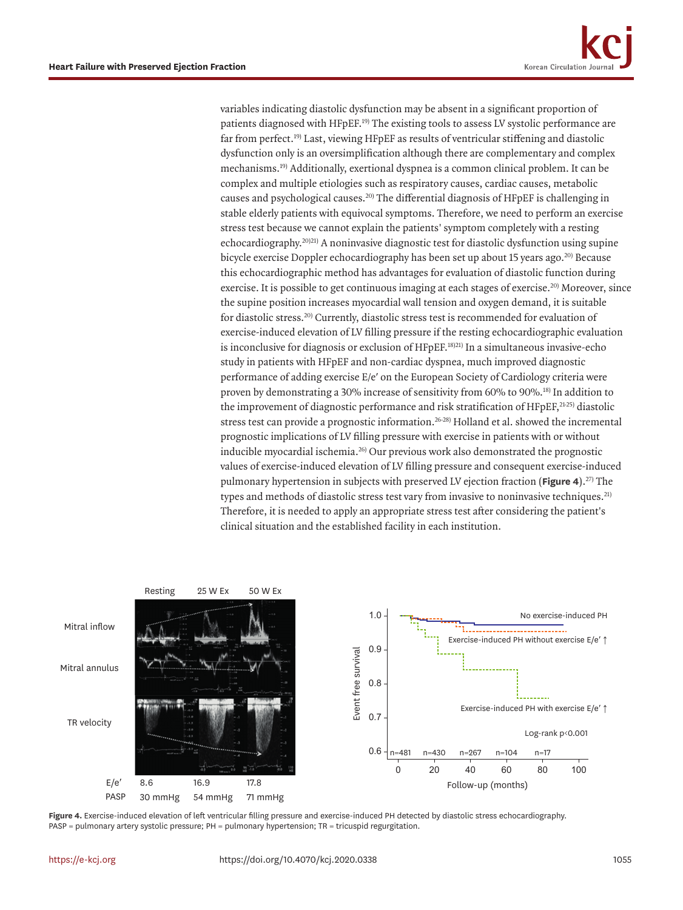variables indicating diastolic dysfunction may be absent in a significant proportion of patients diagnosed with HFpEF.[19] The existing tools to assess LV systolic performance are far from perfect.[19] Last, viewing HFpEF as results of ventricular stiffening and diastolic dysfunction only is an oversimplification although there are complementary and complex mechanisms.[19] Additionally, exertional dyspnea is a common clinical problem. It can be complex and multiple etiologies such as respiratory causes, cardiac causes, metabolic causes and psychological causes.[20] The differential diagnosis of HFpEF is challenging in stable elderly patients with equivocal symptoms. Therefore, we need to perform an exercise stress test because we cannot explain the patients' symptom completely with a resting echocardiography.[20,21] A noninvasive diagnostic test for diastolic dysfunction using supine bicycle exercise Doppler echocardiography has been set up about 15 years ago.[20] Because this echocardiographic method has advantages for evaluation of diastolic function during exercise. It is possible to get continuous imaging at each stages of exercise.[20] Moreover, since the supine position increases myocardial wall tension and oxygen demand, it is suitable for diastolic stress.[20] Currently, diastolic stress test is recommended for evaluation of exercise-induced elevation of LV filling pressure if the resting echocardiographic evaluation is inconclusive for diagnosis or exclusion of HFpEF.[18,21] In a simultaneous invasive-echo study in patients with HFpEF and non-cardiac dyspnea, much improved diagnostic performance of adding exercise E/e′ on the European Society of Cardiology criteria were proven by demonstrating a 30% increase of sensitivity from 60% to 90%.[18] In addition to the improvement of diagnostic performance and risk stratification of HFpEF,[21-25] diastolic stress test can provide a prognostic information.[26-28] Holland et al. showed the incremental prognostic implications of LV filling pressure with exercise in patients with or without inducible myocardial ischemia.[26] Our previous work also demonstrated the prognostic values of exercise-induced elevation of LV filling pressure and consequent exercise-induced pulmonary hypertension in subjects with preserved LV ejection fraction (**Figure 4**).[27] The types and methods of diastolic stress test vary from invasive to noninvasive techniques.[21] Therefore, it is needed to apply an appropriate stress test after considering the patient's clinical situation and the established facility in each institution.

**Figure 4.** Exercise-induced elevation of left ventricular filling pressure and exercise-induced PH detected by diastolic stress echocardiography.
PASP = pulmonary artery systolic pressure; PH = pulmonary hypertension; TR = tricuspid regurgitation.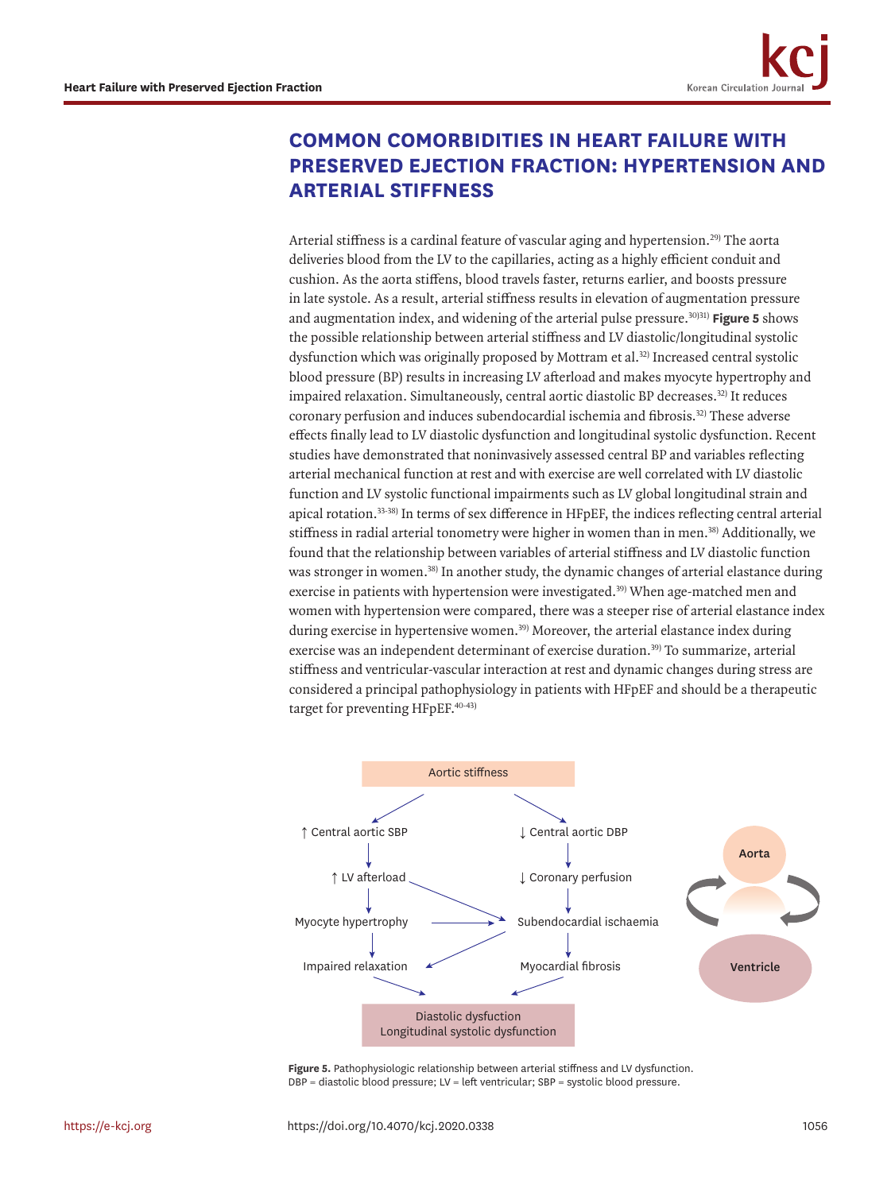## COMMON COMORBIDITIES IN HEART FAILURE WITH PRESERVED EJECTION FRACTION: HYPERTENSION AND ARTERIAL STIFFNESS

Arterial stiffness is a cardinal feature of vascular aging and hypertension.[29] The aorta deliveries blood from the LV to the capillaries, acting as a highly efficient conduit and cushion. As the aorta stiffens, blood travels faster, returns earlier, and boosts pressure in late systole. As a result, arterial stiffness results in elevation of augmentation pressure and augmentation index, and widening of the arterial pulse pressure.[30)31] **Figure 5** shows the possible relationship between arterial stiffness and LV diastolic/longitudinal systolic dysfunction which was originally proposed by Mottram et al.[32] Increased central systolic blood pressure (BP) results in increasing LV afterload and makes myocyte hypertrophy and impaired relaxation. Simultaneously, central aortic diastolic BP decreases.[32] It reduces coronary perfusion and induces subendocardial ischemia and fibrosis.[32] These adverse effects finally lead to LV diastolic dysfunction and longitudinal systolic dysfunction. Recent studies have demonstrated that noninvasively assessed central BP and variables reflecting arterial mechanical function at rest and with exercise are well correlated with LV diastolic function and LV systolic functional impairments such as LV global longitudinal strain and apical rotation.[33-38] In terms of sex difference in HFpEF, the indices reflecting central arterial stiffness in radial arterial tonometry were higher in women than in men.[38] Additionally, we found that the relationship between variables of arterial stiffness and LV diastolic function was stronger in women.[38] In another study, the dynamic changes of arterial elastance during exercise in patients with hypertension were investigated.[39] When age-matched men and women with hypertension were compared, there was a steeper rise of arterial elastance index during exercise in hypertensive women.[39] Moreover, the arterial elastance index during exercise was an independent determinant of exercise duration.[39] To summarize, arterial stiffness and ventricular-vascular interaction at rest and dynamic changes during stress are considered a principal pathophysiology in patients with HFpEF and should be a therapeutic target for preventing HFpEF.[40-43]

Aortic stiffness

↑ Central aortic SBP → ↑ LV afterload → Myocyte hypertrophy → Impaired relaxation

↓ Central aortic DBP → ↓ Coronary perfusion → Subendocardial ischaemia → Myocardial fibrosis

Diastolic dysfunction
Longitudinal systolic dysfunction

Aorta
Ventricle

**Figure 5.** Pathophysiologic relationship between arterial stiffness and LV dysfunction.
DBP = diastolic blood pressure; LV = left ventricular; SBP = systolic blood pressure.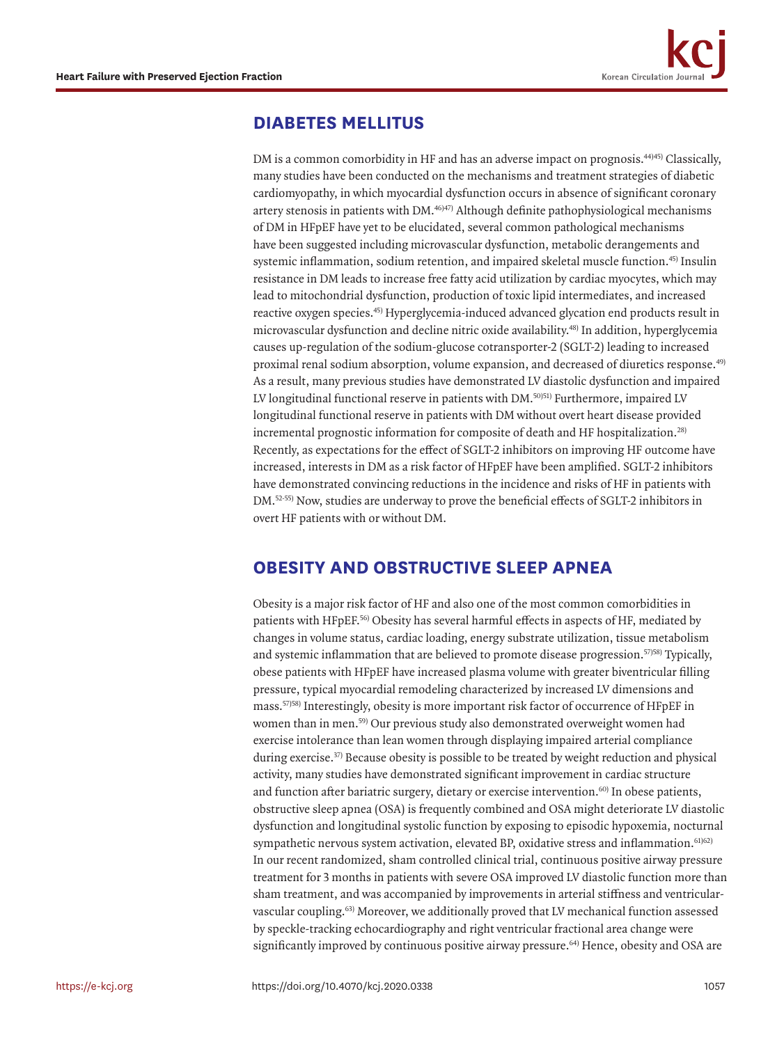## DIABETES MELLITUS

DM is a common comorbidity in HF and has an adverse impact on prognosis.[44,45] Classically, many studies have been conducted on the mechanisms and treatment strategies of diabetic cardiomyopathy, in which myocardial dysfunction occurs in absence of significant coronary artery stenosis in patients with DM.[46,47] Although definite pathophysiological mechanisms of DM in HFpEF have yet to be elucidated, several common pathological mechanisms have been suggested including microvascular dysfunction, metabolic derangements and systemic inflammation, sodium retention, and impaired skeletal muscle function.[45] Insulin resistance in DM leads to increase free fatty acid utilization by cardiac myocytes, which may lead to mitochondrial dysfunction, production of toxic lipid intermediates, and increased reactive oxygen species.[45] Hyperglycemia-induced advanced glycation end products result in microvascular dysfunction and decline nitric oxide availability.[48] In addition, hyperglycemia causes up-regulation of the sodium-glucose cotransporter-2 (SGLT-2) leading to increased proximal renal sodium absorption, volume expansion, and decreased of diuretics response.[49] As a result, many previous studies have demonstrated LV diastolic dysfunction and impaired LV longitudinal functional reserve in patients with DM.[50,51] Furthermore, impaired LV longitudinal functional reserve in patients with DM without overt heart disease provided incremental prognostic information for composite of death and HF hospitalization.[28] Recently, as expectations for the effect of SGLT-2 inhibitors on improving HF outcome have increased, interests in DM as a risk factor of HFpEF have been amplified. SGLT-2 inhibitors have demonstrated convincing reductions in the incidence and risks of HF in patients with DM.[52-55] Now, studies are underway to prove the beneficial effects of SGLT-2 inhibitors in overt HF patients with or without DM.

## OBESITY AND OBSTRUCTIVE SLEEP APNEA

Obesity is a major risk factor of HF and also one of the most common comorbidities in patients with HFpEF.[56] Obesity has several harmful effects in aspects of HF, mediated by changes in volume status, cardiac loading, energy substrate utilization, tissue metabolism and systemic inflammation that are believed to promote disease progression.[57,58] Typically, obese patients with HFpEF have increased plasma volume with greater biventricular filling pressure, typical myocardial remodeling characterized by increased LV dimensions and mass.[57,58] Interestingly, obesity is more important risk factor of occurrence of HFpEF in women than in men.[59] Our previous study also demonstrated overweight women had exercise intolerance than lean women through displaying impaired arterial compliance during exercise.[37] Because obesity is possible to be treated by weight reduction and physical activity, many studies have demonstrated significant improvement in cardiac structure and function after bariatric surgery, dietary or exercise intervention.[60] In obese patients, obstructive sleep apnea (OSA) is frequently combined and OSA might deteriorate LV diastolic dysfunction and longitudinal systolic function by exposing to episodic hypoxemia, nocturnal sympathetic nervous system activation, elevated BP, oxidative stress and inflammation.[61,62] In our recent randomized, sham controlled clinical trial, continuous positive airway pressure treatment for 3 months in patients with severe OSA improved LV diastolic function more than sham treatment, and was accompanied by improvements in arterial stiffness and ventricular-vascular coupling.[63] Moreover, we additionally proved that LV mechanical function assessed by speckle-tracking echocardiography and right ventricular fractional area change were significantly improved by continuous positive airway pressure.[64] Hence, obesity and OSA are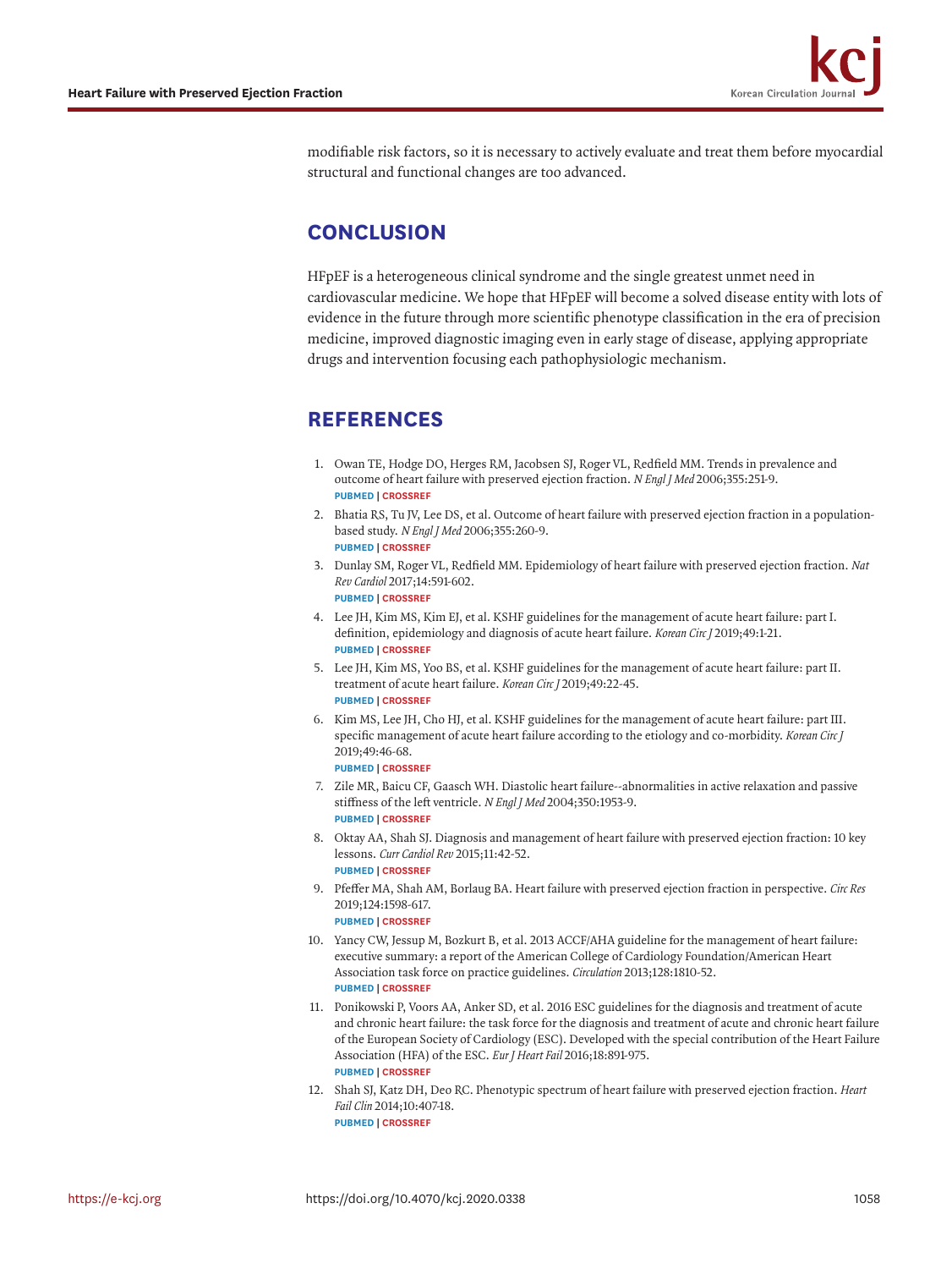modifiable risk factors, so it is necessary to actively evaluate and treat them before myocardial structural and functional changes are too advanced.

## CONCLUSION

HFpEF is a heterogeneous clinical syndrome and the single greatest unmet need in cardiovascular medicine. We hope that HFpEF will become a solved disease entity with lots of evidence in the future through more scientific phenotype classification in the era of precision medicine, improved diagnostic imaging even in early stage of disease, applying appropriate drugs and intervention focusing each pathophysiologic mechanism.

## REFERENCES

1. Owan TE, Hodge DO, Herges RM, Jacobsen SJ, Roger VL, Redfield MM. Trends in prevalence and outcome of heart failure with preserved ejection fraction. *N Engl J Med* 2006;355:251-9.
   PUBMED | CROSSREF
2. Bhatia RS, Tu JV, Lee DS, et al. Outcome of heart failure with preserved ejection fraction in a population-based study. *N Engl J Med* 2006;355:260-9.
   PUBMED | CROSSREF
3. Dunlay SM, Roger VL, Redfield MM. Epidemiology of heart failure with preserved ejection fraction. *Nat Rev Cardiol* 2017;14:591-602.
   PUBMED | CROSSREF
4. Lee JH, Kim MS, Kim EJ, et al. KSHF guidelines for the management of acute heart failure: part I. definition, epidemiology and diagnosis of acute heart failure. *Korean Circ J* 2019;49:1-21.
   PUBMED | CROSSREF
5. Lee JH, Kim MS, Yoo BS, et al. KSHF guidelines for the management of acute heart failure: part II. treatment of acute heart failure. *Korean Circ J* 2019;49:22-45.
   PUBMED | CROSSREF
6. Kim MS, Lee JH, Cho HJ, et al. KSHF guidelines for the management of acute heart failure: part III. specific management of acute heart failure according to the etiology and co-morbidity. *Korean Circ J* 2019;49:46-68.
   PUBMED | CROSSREF
7. Zile MR, Baicu CF, Gaasch WH. Diastolic heart failure--abnormalities in active relaxation and passive stiffness of the left ventricle. *N Engl J Med* 2004;350:1953-9.
   PUBMED | CROSSREF
8. Oktay AA, Shah SJ. Diagnosis and management of heart failure with preserved ejection fraction: 10 key lessons. *Curr Cardiol Rev* 2015;11:42-52.
   PUBMED | CROSSREF
9. Pfeffer MA, Shah AM, Borlaug BA. Heart failure with preserved ejection fraction in perspective. *Circ Res* 2019;124:1598-617.
   PUBMED | CROSSREF
10. Yancy CW, Jessup M, Bozkurt B, et al. 2013 ACCF/AHA guideline for the management of heart failure: executive summary: a report of the American College of Cardiology Foundation/American Heart Association task force on practice guidelines. *Circulation* 2013;128:1810-52.
    PUBMED | CROSSREF
11. Ponikowski P, Voors AA, Anker SD, et al. 2016 ESC guidelines for the diagnosis and treatment of acute and chronic heart failure: the task force for the diagnosis and treatment of acute and chronic heart failure of the European Society of Cardiology (ESC). Developed with the special contribution of the Heart Failure Association (HFA) of the ESC. *Eur J Heart Fail* 2016;18:891-975.
    PUBMED | CROSSREF
12. Shah SJ, Katz DH, Deo RC. Phenotypic spectrum of heart failure with preserved ejection fraction. *Heart Fail Clin* 2014;10:407-18.
    PUBMED | CROSSREF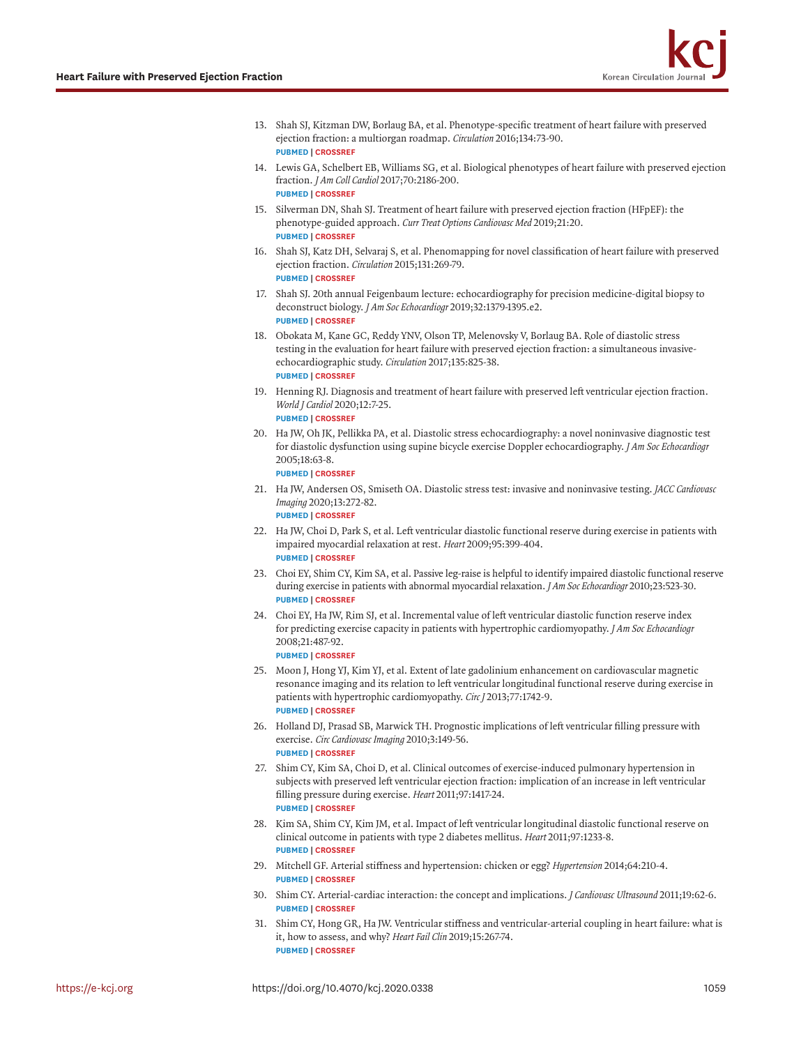13. Shah SJ, Kitzman DW, Borlaug BA, et al. Phenotype-specific treatment of heart failure with preserved ejection fraction: a multiorgan roadmap. *Circulation* 2016;134:73-90.
 PUBMED | CROSSREF
14. Lewis GA, Schelbert EB, Williams SG, et al. Biological phenotypes of heart failure with preserved ejection fraction. *J Am Coll Cardiol* 2017;70:2186-200.
 PUBMED | CROSSREF
15. Silverman DN, Shah SJ. Treatment of heart failure with preserved ejection fraction (HFpEF): the phenotype-guided approach. *Curr Treat Options Cardiovasc Med* 2019;21:20.
 PUBMED | CROSSREF
16. Shah SJ, Katz DH, Selvaraj S, et al. Phenomapping for novel classification of heart failure with preserved ejection fraction. *Circulation* 2015;131:269-79.
 PUBMED | CROSSREF
17. Shah SJ. 20th annual Feigenbaum lecture: echocardiography for precision medicine-digital biopsy to deconstruct biology. *J Am Soc Echocardiogr* 2019;32:1379-1395.e2.
 PUBMED | CROSSREF
18. Obokata M, Kane GC, Reddy YNV, Olson TP, Melenovsky V, Borlaug BA. Role of diastolic stress testing in the evaluation for heart failure with preserved ejection fraction: a simultaneous invasive-echocardiographic study. *Circulation* 2017;135:825-38.
 PUBMED | CROSSREF
19. Henning RJ. Diagnosis and treatment of heart failure with preserved left ventricular ejection fraction. *World J Cardiol* 2020;12:7-25.
 PUBMED | CROSSREF
20. Ha JW, Oh JK, Pellikka PA, et al. Diastolic stress echocardiography: a novel noninvasive diagnostic test for diastolic dysfunction using supine bicycle exercise Doppler echocardiography. *J Am Soc Echocardiogr* 2005;18:63-8.
 PUBMED | CROSSREF
21. Ha JW, Andersen OS, Smiseth OA. Diastolic stress test: invasive and noninvasive testing. *JACC Cardiovasc Imaging* 2020;13:272-82.
 PUBMED | CROSSREF
22. Ha JW, Choi D, Park S, et al. Left ventricular diastolic functional reserve during exercise in patients with impaired myocardial relaxation at rest. *Heart* 2009;95:399-404.
 PUBMED | CROSSREF
23. Choi EY, Shim CY, Kim SA, et al. Passive leg-raise is helpful to identify impaired diastolic functional reserve during exercise in patients with abnormal myocardial relaxation. *J Am Soc Echocardiogr* 2010;23:523-30.
 PUBMED | CROSSREF
24. Choi EY, Ha JW, Rim SJ, et al. Incremental value of left ventricular diastolic function reserve index for predicting exercise capacity in patients with hypertrophic cardiomyopathy. *J Am Soc Echocardiogr* 2008;21:487-92.
 PUBMED | CROSSREF
25. Moon J, Hong YJ, Kim YJ, et al. Extent of late gadolinium enhancement on cardiovascular magnetic resonance imaging and its relation to left ventricular longitudinal functional reserve during exercise in patients with hypertrophic cardiomyopathy. *Circ J* 2013;77:1742-9.
 PUBMED | CROSSREF
26. Holland DJ, Prasad SB, Marwick TH. Prognostic implications of left ventricular filling pressure with exercise. *Circ Cardiovasc Imaging* 2010;3:149-56.
 PUBMED | CROSSREF
27. Shim CY, Kim SA, Choi D, et al. Clinical outcomes of exercise-induced pulmonary hypertension in subjects with preserved left ventricular ejection fraction: implication of an increase in left ventricular filling pressure during exercise. *Heart* 2011;97:1417-24.
 PUBMED | CROSSREF
28. Kim SA, Shim CY, Kim JM, et al. Impact of left ventricular longitudinal diastolic functional reserve on clinical outcome in patients with type 2 diabetes mellitus. *Heart* 2011;97:1233-8.
 PUBMED | CROSSREF
29. Mitchell GF. Arterial stiffness and hypertension: chicken or egg? *Hypertension* 2014;64:210-4.
 PUBMED | CROSSREF
30. Shim CY. Arterial-cardiac interaction: the concept and implications. *J Cardiovasc Ultrasound* 2011;19:62-6.
 PUBMED | CROSSREF
31. Shim CY, Hong GR, Ha JW. Ventricular stiffness and ventricular-arterial coupling in heart failure: what is it, how to assess, and why? *Heart Fail Clin* 2019;15:267-74.
 PUBMED | CROSSREF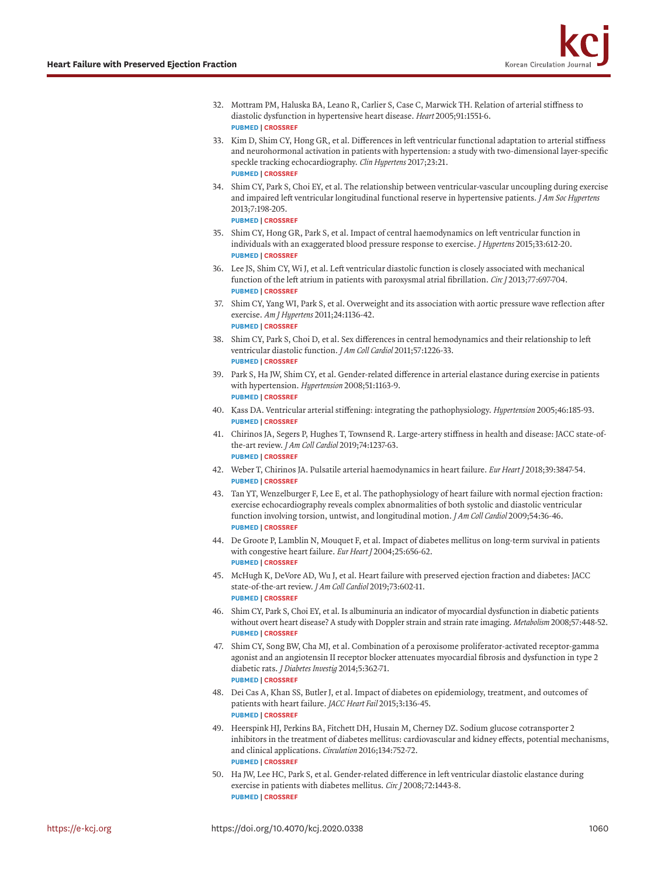32. Mottram PM, Haluska BA, Leano R, Carlier S, Case C, Marwick TH. Relation of arterial stiffness to diastolic dysfunction in hypertensive heart disease. *Heart* 2005;91:1551-6.
 PUBMED | CROSSREF
33. Kim D, Shim CY, Hong GR, et al. Differences in left ventricular functional adaptation to arterial stiffness and neurohormonal activation in patients with hypertension: a study with two-dimensional layer-specific speckle tracking echocardiography. *Clin Hypertens* 2017;23:21.
 PUBMED | CROSSREF
34. Shim CY, Park S, Choi EY, et al. The relationship between ventricular-vascular uncoupling during exercise and impaired left ventricular longitudinal functional reserve in hypertensive patients. *J Am Soc Hypertens* 2013;7:198-205.
 PUBMED | CROSSREF
35. Shim CY, Hong GR, Park S, et al. Impact of central haemodynamics on left ventricular function in individuals with an exaggerated blood pressure response to exercise. *J Hypertens* 2015;33:612-20.
 PUBMED | CROSSREF
36. Lee JS, Shim CY, Wi J, et al. Left ventricular diastolic function is closely associated with mechanical function of the left atrium in patients with paroxysmal atrial fibrillation. *Circ J* 2013;77:697-704.
 PUBMED | CROSSREF
37. Shim CY, Yang WI, Park S, et al. Overweight and its association with aortic pressure wave reflection after exercise. *Am J Hypertens* 2011;24:1136-42.
 PUBMED | CROSSREF
38. Shim CY, Park S, Choi D, et al. Sex differences in central hemodynamics and their relationship to left ventricular diastolic function. *J Am Coll Cardiol* 2011;57:1226-33.
 PUBMED | CROSSREF
39. Park S, Ha JW, Shim CY, et al. Gender-related difference in arterial elastance during exercise in patients with hypertension. *Hypertension* 2008;51:1163-9.
 PUBMED | CROSSREF
40. Kass DA. Ventricular arterial stiffening: integrating the pathophysiology. *Hypertension* 2005;46:185-93.
 PUBMED | CROSSREF
41. Chirinos JA, Segers P, Hughes T, Townsend R. Large-artery stiffness in health and disease: JACC state-of-the-art review. *J Am Coll Cardiol* 2019;74:1237-63.
 PUBMED | CROSSREF
42. Weber T, Chirinos JA. Pulsatile arterial haemodynamics in heart failure. *Eur Heart J* 2018;39:3847-54.
 PUBMED | CROSSREF
43. Tan YT, Wenzelburger F, Lee E, et al. The pathophysiology of heart failure with normal ejection fraction: exercise echocardiography reveals complex abnormalities of both systolic and diastolic ventricular function involving torsion, untwist, and longitudinal motion. *J Am Coll Cardiol* 2009;54:36-46.
 PUBMED | CROSSREF
44. De Groote P, Lamblin N, Mouquet F, et al. Impact of diabetes mellitus on long-term survival in patients with congestive heart failure. *Eur Heart J* 2004;25:656-62.
 PUBMED | CROSSREF
45. McHugh K, DeVore AD, Wu J, et al. Heart failure with preserved ejection fraction and diabetes: JACC state-of-the-art review. *J Am Coll Cardiol* 2019;73:602-11.
 PUBMED | CROSSREF
46. Shim CY, Park S, Choi EY, et al. Is albuminuria an indicator of myocardial dysfunction in diabetic patients without overt heart disease? A study with Doppler strain and strain rate imaging. *Metabolism* 2008;57:448-52.
 PUBMED | CROSSREF
47. Shim CY, Song BW, Cha MJ, et al. Combination of a peroxisome proliferator-activated receptor-gamma agonist and an angiotensin II receptor blocker attenuates myocardial fibrosis and dysfunction in type 2 diabetic rats. *J Diabetes Investig* 2014;5:362-71.
 PUBMED | CROSSREF
48. Dei Cas A, Khan SS, Butler J, et al. Impact of diabetes on epidemiology, treatment, and outcomes of patients with heart failure. *JACC Heart Fail* 2015;3:136-45.
 PUBMED | CROSSREF
49. Heerspink HJ, Perkins BA, Fitchett DH, Husain M, Cherney DZ. Sodium glucose cotransporter 2 inhibitors in the treatment of diabetes mellitus: cardiovascular and kidney effects, potential mechanisms, and clinical applications. *Circulation* 2016;134:752-72.
 PUBMED | CROSSREF
50. Ha JW, Lee HC, Park S, et al. Gender-related difference in left ventricular diastolic elastance during exercise in patients with diabetes mellitus. *Circ J* 2008;72:1443-8.
 PUBMED | CROSSREF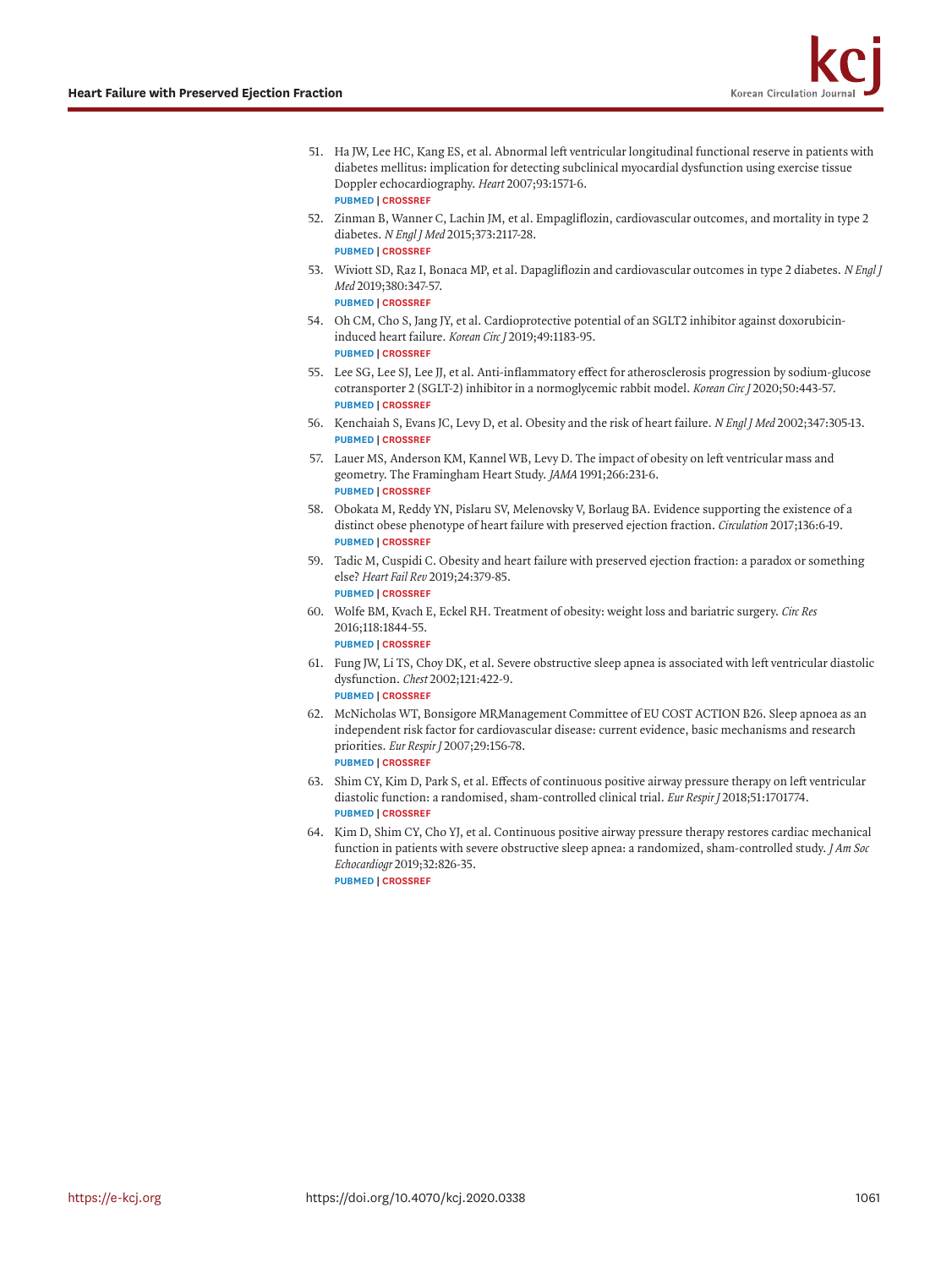51. Ha JW, Lee HC, Kang ES, et al. Abnormal left ventricular longitudinal functional reserve in patients with diabetes mellitus: implication for detecting subclinical myocardial dysfunction using exercise tissue Doppler echocardiography. *Heart* 2007;93:1571-6.
PUBMED | CROSSREF

52. Zinman B, Wanner C, Lachin JM, et al. Empagliflozin, cardiovascular outcomes, and mortality in type 2 diabetes. *N Engl J Med* 2015;373:2117-28.
PUBMED | CROSSREF

53. Wiviott SD, Raz I, Bonaca MP, et al. Dapagliflozin and cardiovascular outcomes in type 2 diabetes. *N Engl J Med* 2019;380:347-57.
PUBMED | CROSSREF

54. Oh CM, Cho S, Jang JY, et al. Cardioprotective potential of an SGLT2 inhibitor against doxorubicin-induced heart failure. *Korean Circ J* 2019;49:1183-95.
PUBMED | CROSSREF

55. Lee SG, Lee SJ, Lee JJ, et al. Anti-inflammatory effect for atherosclerosis progression by sodium-glucose cotransporter 2 (SGLT-2) inhibitor in a normoglycemic rabbit model. *Korean Circ J* 2020;50:443-57.
PUBMED | CROSSREF

56. Kenchaiah S, Evans JC, Levy D, et al. Obesity and the risk of heart failure. *N Engl J Med* 2002;347:305-13.
PUBMED | CROSSREF

57. Lauer MS, Anderson KM, Kannel WB, Levy D. The impact of obesity on left ventricular mass and geometry. The Framingham Heart Study. *JAMA* 1991;266:231-6.
PUBMED | CROSSREF

58. Obokata M, Reddy YN, Pislaru SV, Melenovsky V, Borlaug BA. Evidence supporting the existence of a distinct obese phenotype of heart failure with preserved ejection fraction. *Circulation* 2017;136:6-19.
PUBMED | CROSSREF

59. Tadic M, Cuspidi C. Obesity and heart failure with preserved ejection fraction: a paradox or something else? *Heart Fail Rev* 2019;24:379-85.
PUBMED | CROSSREF

60. Wolfe BM, Kvach E, Eckel RH. Treatment of obesity: weight loss and bariatric surgery. *Circ Res* 2016;118:1844-55.
PUBMED | CROSSREF

61. Fung JW, Li TS, Choy DK, et al. Severe obstructive sleep apnea is associated with left ventricular diastolic dysfunction. *Chest* 2002;121:422-9.
PUBMED | CROSSREF

62. McNicholas WT, Bonsigore MRManagement Committee of EU COST ACTION B26. Sleep apnoea as an independent risk factor for cardiovascular disease: current evidence, basic mechanisms and research priorities. *Eur Respir J* 2007;29:156-78.
PUBMED | CROSSREF

63. Shim CY, Kim D, Park S, et al. Effects of continuous positive airway pressure therapy on left ventricular diastolic function: a randomised, sham-controlled clinical trial. *Eur Respir J* 2018;51:1701774.
PUBMED | CROSSREF

64. Kim D, Shim CY, Cho YJ, et al. Continuous positive airway pressure therapy restores cardiac mechanical function in patients with severe obstructive sleep apnea: a randomized, sham-controlled study. *J Am Soc Echocardiogr* 2019;32:826-35.
PUBMED | CROSSREF